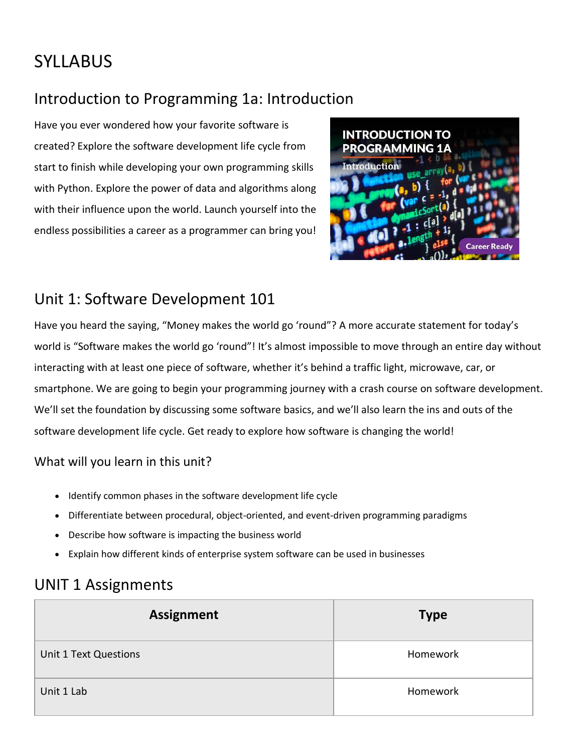# SYLLABUS

## Introduction to Programming 1a: Introduction

Have you ever wondered how your favorite software is created? Explore the software development life cycle from start to finish while developing your own programming skills with Python. Explore the power of data and algorithms along with their influence upon the world. Launch yourself into the endless possibilities a career as a programmer can bring you!

## Unit 1: Software Development 101

Have you heard the saying, “Money makes the world go ‘round”? A more accurate statement for today’s world is “Software makes the world go ‘round”! It’s almost impossible to move through an entire day without interacting with at least one piece of software, whether it’s behind a traffic light, microwave, car, or smartphone. We are going to begin your programming journey with a crash course on software development. We’ll set the foundation by discussing some software basics, and we’ll also learn the ins and outs of the software development life cycle. Get ready to explore how software is changing the world!

### What will you learn in this unit?

- Identify common phases in the software development life cycle
- Differentiate between procedural, object-oriented, and event-driven programming paradigms
- Describe how software is impacting the business world
- Explain how different kinds of enterprise system software can be used in businesses

## UNIT 1 Assignments

| Assignment | Type |
|---|---|
| Unit 1 Text Questions | Homework |
| Unit 1 Lab | Homework |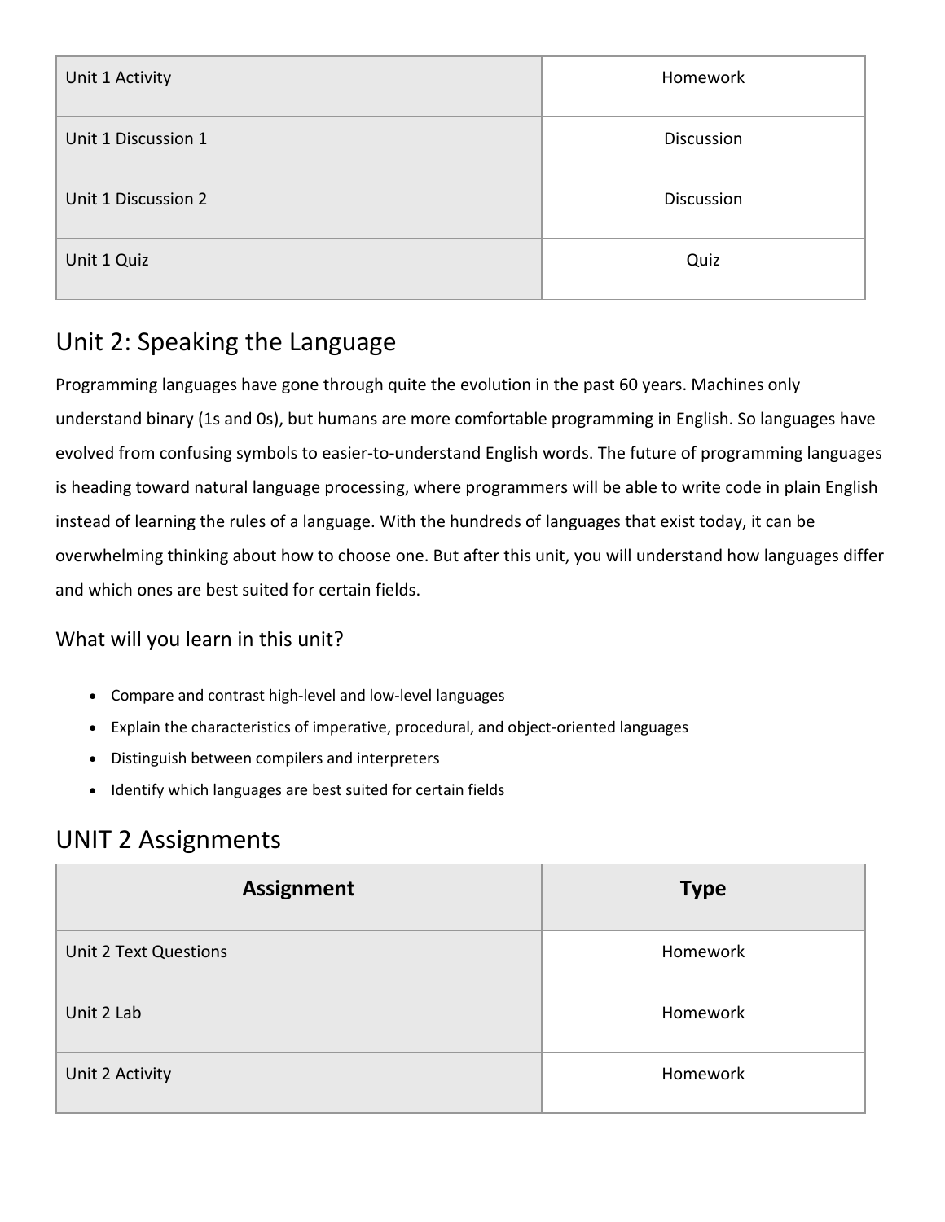| | |
|---|---|
| Unit 1 Activity | Homework |
| Unit 1 Discussion 1 | Discussion |
| Unit 1 Discussion 2 | Discussion |
| Unit 1 Quiz | Quiz |

## Unit 2: Speaking the Language

Programming languages have gone through quite the evolution in the past 60 years. Machines only understand binary (1s and 0s), but humans are more comfortable programming in English. So languages have evolved from confusing symbols to easier-to-understand English words. The future of programming languages is heading toward natural language processing, where programmers will be able to write code in plain English instead of learning the rules of a language. With the hundreds of languages that exist today, it can be overwhelming thinking about how to choose one. But after this unit, you will understand how languages differ and which ones are best suited for certain fields.

### What will you learn in this unit?

- Compare and contrast high-level and low-level languages
- Explain the characteristics of imperative, procedural, and object-oriented languages
- Distinguish between compilers and interpreters
- Identify which languages are best suited for certain fields

## UNIT 2 Assignments

| **Assignment** | **Type** |
|---|---|
| Unit 2 Text Questions | Homework |
| Unit 2 Lab | Homework |
| Unit 2 Activity | Homework |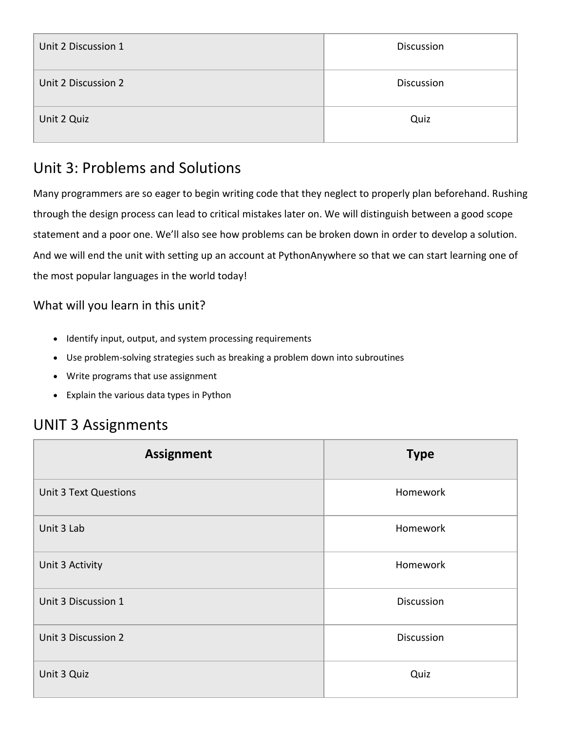| Unit 2 Discussion 1 | Discussion |
| --- | --- |
| Unit 2 Discussion 2 | Discussion |
| Unit 2 Quiz | Quiz |

## Unit 3: Problems and Solutions

Many programmers are so eager to begin writing code that they neglect to properly plan beforehand. Rushing through the design process can lead to critical mistakes later on. We will distinguish between a good scope statement and a poor one. We'll also see how problems can be broken down in order to develop a solution. And we will end the unit with setting up an account at PythonAnywhere so that we can start learning one of the most popular languages in the world today!

### What will you learn in this unit?

- Identify input, output, and system processing requirements
- Use problem-solving strategies such as breaking a problem down into subroutines
- Write programs that use assignment
- Explain the various data types in Python

## UNIT 3 Assignments

| Assignment | Type |
| --- | --- |
| Unit 3 Text Questions | Homework |
| Unit 3 Lab | Homework |
| Unit 3 Activity | Homework |
| Unit 3 Discussion 1 | Discussion |
| Unit 3 Discussion 2 | Discussion |
| Unit 3 Quiz | Quiz |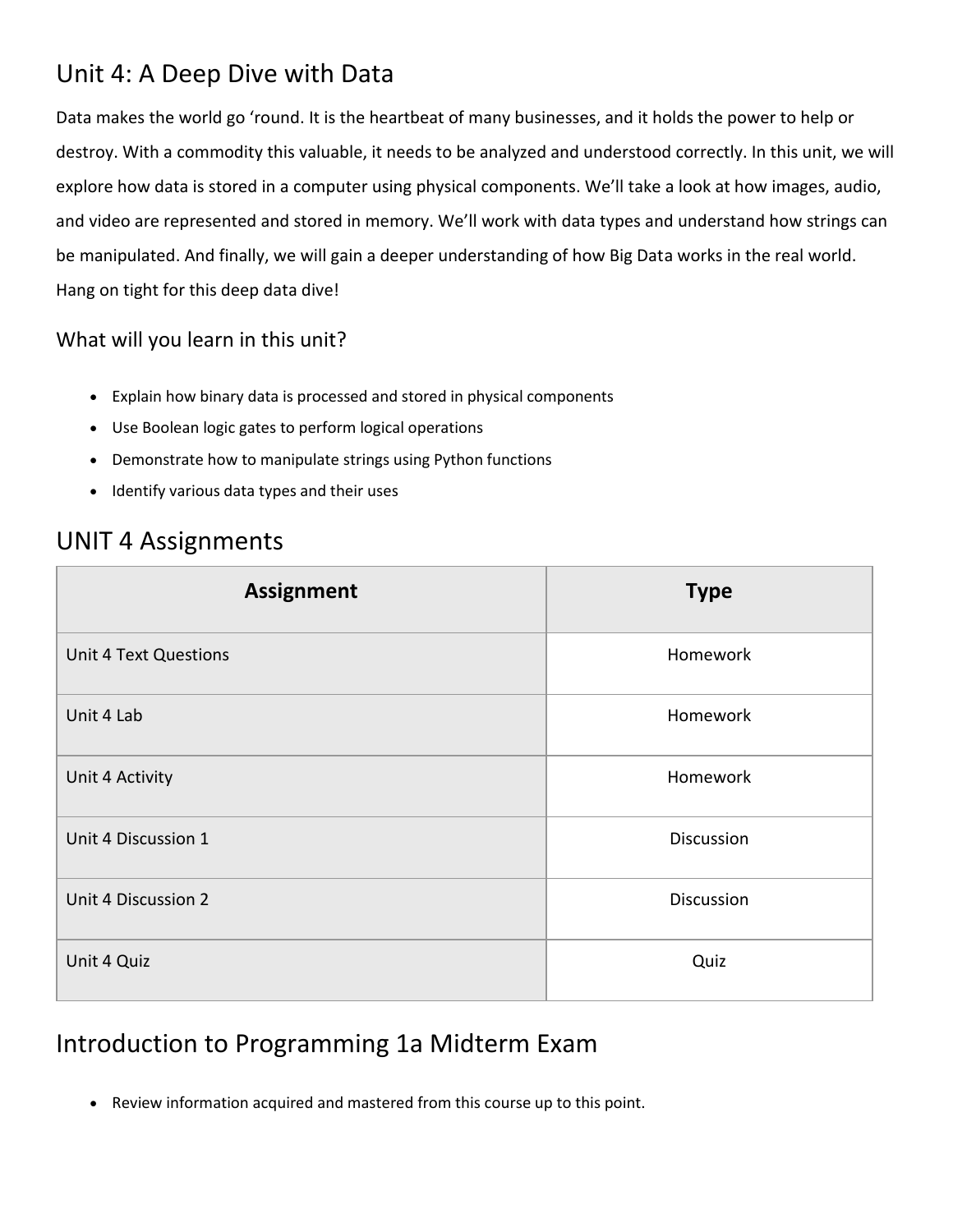## Unit 4: A Deep Dive with Data

Data makes the world go 'round. It is the heartbeat of many businesses, and it holds the power to help or destroy. With a commodity this valuable, it needs to be analyzed and understood correctly. In this unit, we will explore how data is stored in a computer using physical components. We'll take a look at how images, audio, and video are represented and stored in memory. We'll work with data types and understand how strings can be manipulated. And finally, we will gain a deeper understanding of how Big Data works in the real world. Hang on tight for this deep data dive!

### What will you learn in this unit?

- Explain how binary data is processed and stored in physical components
- Use Boolean logic gates to perform logical operations
- Demonstrate how to manipulate strings using Python functions
- Identify various data types and their uses

## UNIT 4 Assignments

| Assignment | Type |
| --- | --- |
| Unit 4 Text Questions | Homework |
| Unit 4 Lab | Homework |
| Unit 4 Activity | Homework |
| Unit 4 Discussion 1 | Discussion |
| Unit 4 Discussion 2 | Discussion |
| Unit 4 Quiz | Quiz |

## Introduction to Programming 1a Midterm Exam

- Review information acquired and mastered from this course up to this point.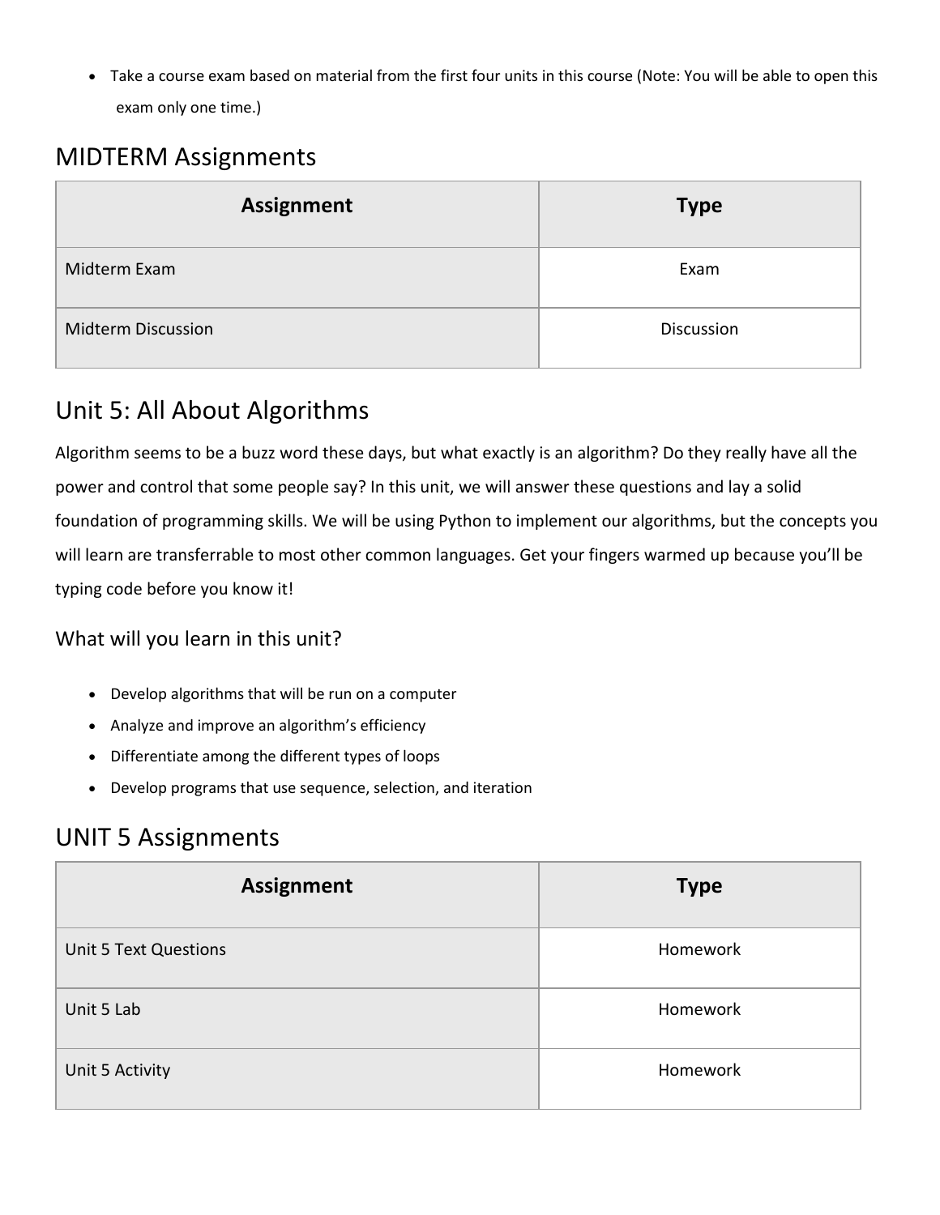- Take a course exam based on material from the first four units in this course (Note: You will be able to open this exam only one time.)

## MIDTERM Assignments

| Assignment | Type |
|---|---|
| Midterm Exam | Exam |
| Midterm Discussion | Discussion |

## Unit 5: All About Algorithms

Algorithm seems to be a buzz word these days, but what exactly is an algorithm? Do they really have all the power and control that some people say? In this unit, we will answer these questions and lay a solid foundation of programming skills. We will be using Python to implement our algorithms, but the concepts you will learn are transferrable to most other common languages. Get your fingers warmed up because you'll be typing code before you know it!

### What will you learn in this unit?

- Develop algorithms that will be run on a computer
- Analyze and improve an algorithm's efficiency
- Differentiate among the different types of loops
- Develop programs that use sequence, selection, and iteration

## UNIT 5 Assignments

| Assignment | Type |
|---|---|
| Unit 5 Text Questions | Homework |
| Unit 5 Lab | Homework |
| Unit 5 Activity | Homework |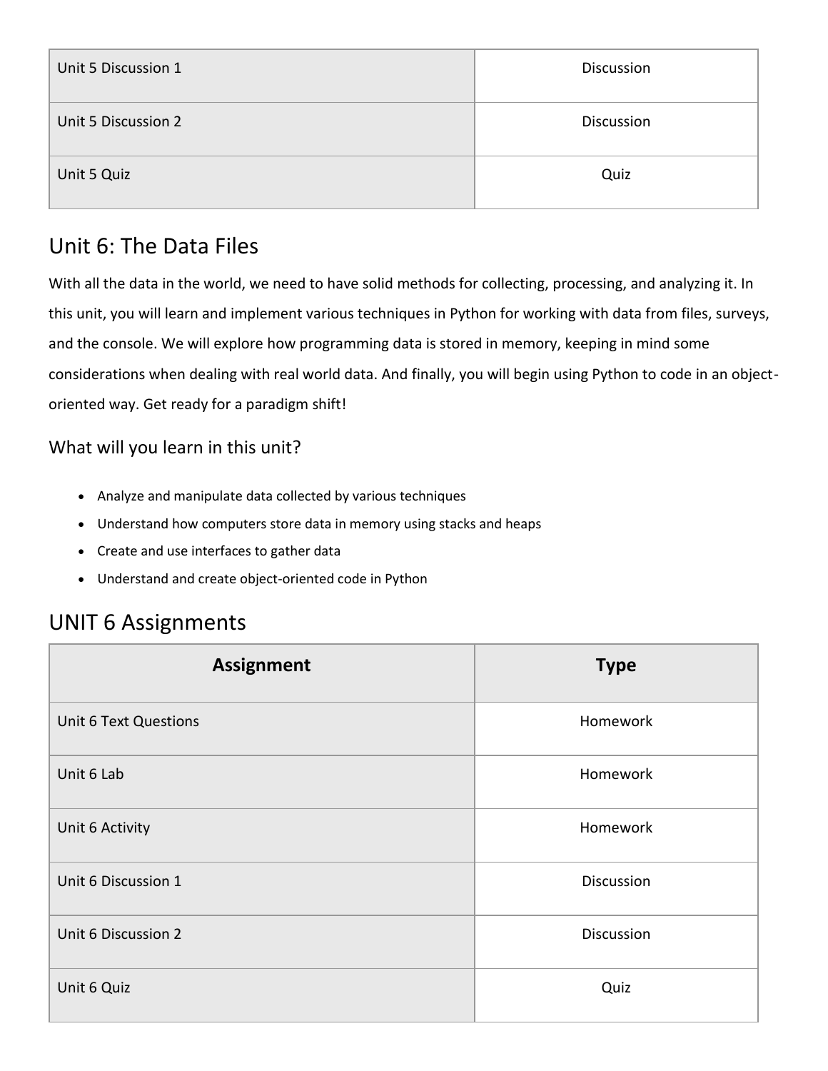| | |
|---|---|
| Unit 5 Discussion 1 | Discussion |
| Unit 5 Discussion 2 | Discussion |
| Unit 5 Quiz | Quiz |

## Unit 6: The Data Files

With all the data in the world, we need to have solid methods for collecting, processing, and analyzing it. In this unit, you will learn and implement various techniques in Python for working with data from files, surveys, and the console. We will explore how programming data is stored in memory, keeping in mind some considerations when dealing with real world data. And finally, you will begin using Python to code in an object-oriented way. Get ready for a paradigm shift!

### What will you learn in this unit?

- Analyze and manipulate data collected by various techniques
- Understand how computers store data in memory using stacks and heaps
- Create and use interfaces to gather data
- Understand and create object-oriented code in Python

## UNIT 6 Assignments

| Assignment | Type |
|---|---|
| Unit 6 Text Questions | Homework |
| Unit 6 Lab | Homework |
| Unit 6 Activity | Homework |
| Unit 6 Discussion 1 | Discussion |
| Unit 6 Discussion 2 | Discussion |
| Unit 6 Quiz | Quiz |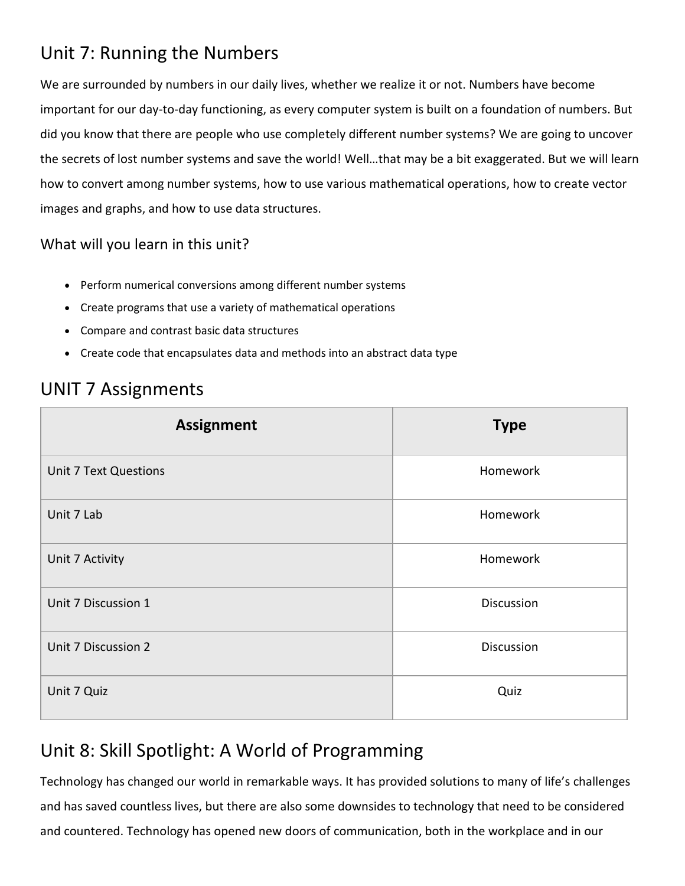## Unit 7: Running the Numbers

We are surrounded by numbers in our daily lives, whether we realize it or not. Numbers have become important for our day-to-day functioning, as every computer system is built on a foundation of numbers. But did you know that there are people who use completely different number systems? We are going to uncover the secrets of lost number systems and save the world! Well…that may be a bit exaggerated. But we will learn how to convert among number systems, how to use various mathematical operations, how to create vector images and graphs, and how to use data structures.

### What will you learn in this unit?

- Perform numerical conversions among different number systems
- Create programs that use a variety of mathematical operations
- Compare and contrast basic data structures
- Create code that encapsulates data and methods into an abstract data type

## UNIT 7 Assignments

| Assignment | Type |
| --- | --- |
| Unit 7 Text Questions | Homework |
| Unit 7 Lab | Homework |
| Unit 7 Activity | Homework |
| Unit 7 Discussion 1 | Discussion |
| Unit 7 Discussion 2 | Discussion |
| Unit 7 Quiz | Quiz |

## Unit 8: Skill Spotlight: A World of Programming

Technology has changed our world in remarkable ways. It has provided solutions to many of life's challenges and has saved countless lives, but there are also some downsides to technology that need to be considered and countered. Technology has opened new doors of communication, both in the workplace and in our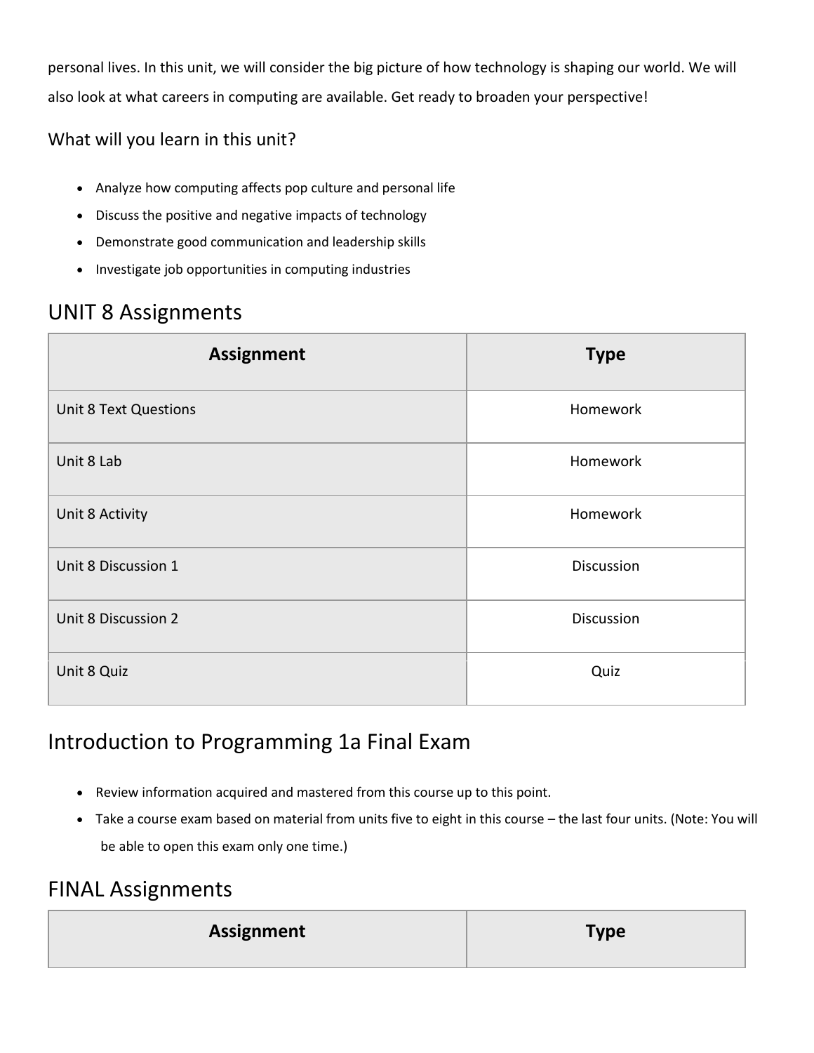personal lives. In this unit, we will consider the big picture of how technology is shaping our world. We will also look at what careers in computing are available. Get ready to broaden your perspective!

### What will you learn in this unit?

- Analyze how computing affects pop culture and personal life
- Discuss the positive and negative impacts of technology
- Demonstrate good communication and leadership skills
- Investigate job opportunities in computing industries

## UNIT 8 Assignments

| Assignment | Type |
| --- | --- |
| Unit 8 Text Questions | Homework |
| Unit 8 Lab | Homework |
| Unit 8 Activity | Homework |
| Unit 8 Discussion 1 | Discussion |
| Unit 8 Discussion 2 | Discussion |
| Unit 8 Quiz | Quiz |

## Introduction to Programming 1a Final Exam

- Review information acquired and mastered from this course up to this point.
- Take a course exam based on material from units five to eight in this course – the last four units. (Note: You will be able to open this exam only one time.)

## FINAL Assignments

| Assignment | Type |
| --- | --- |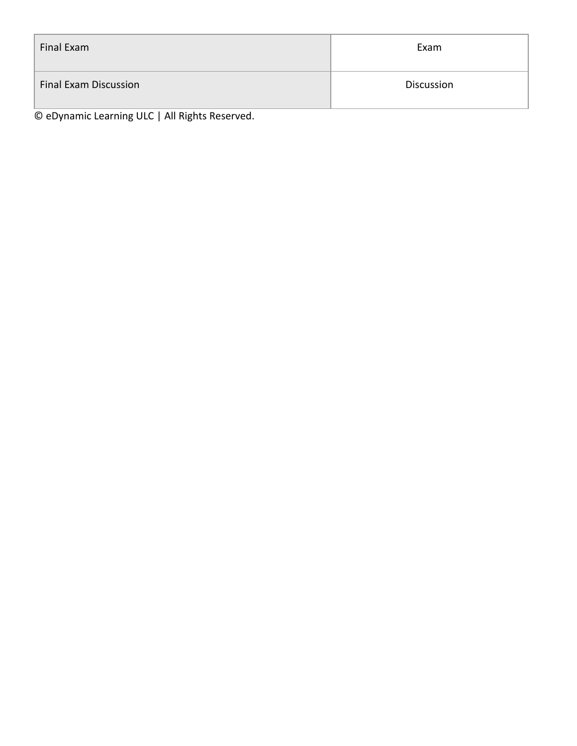| | |
|---|---|
| Final Exam | Exam |
| Final Exam Discussion | Discussion |

© eDynamic Learning ULC | All Rights Reserved.